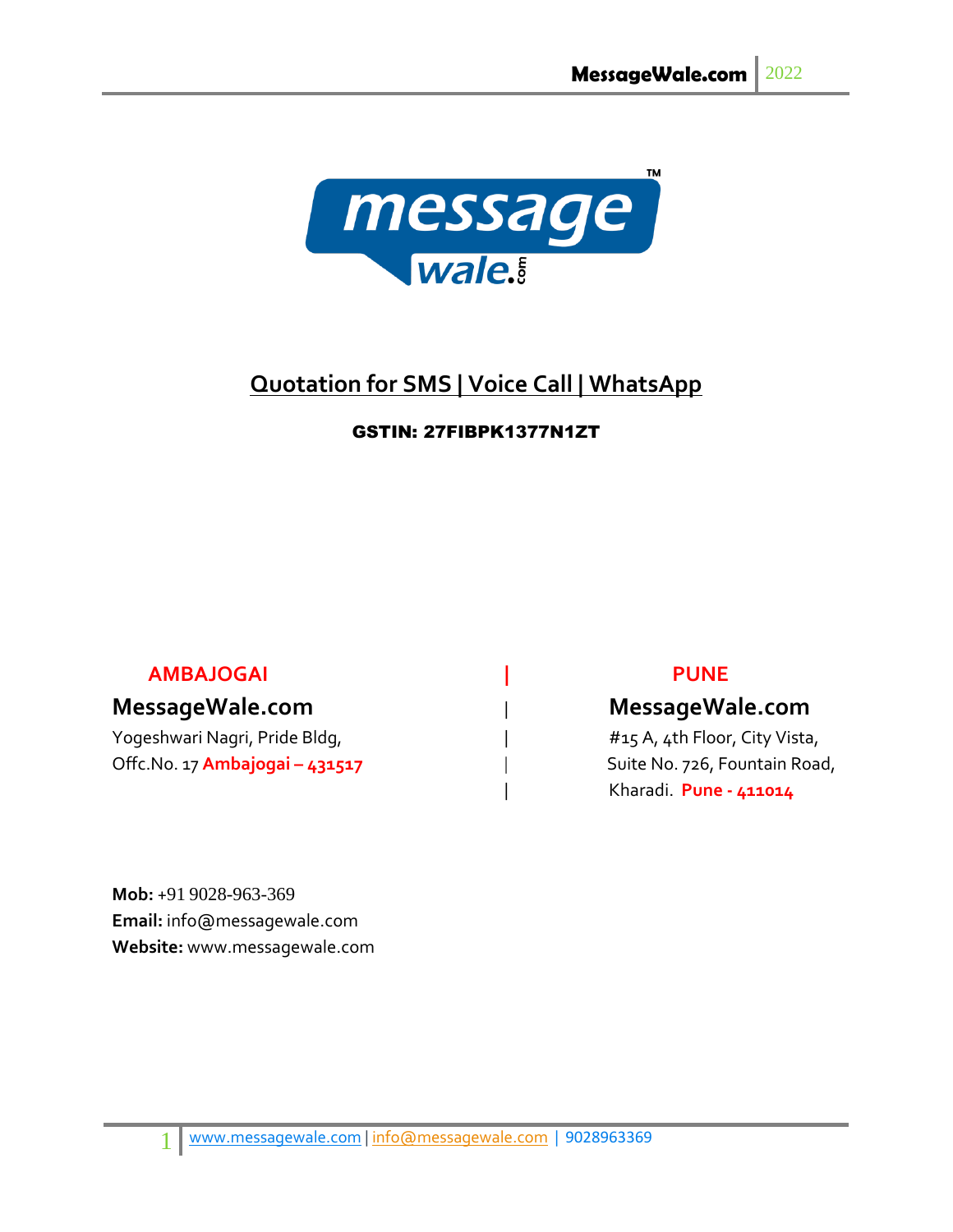# Quotation for SMS | Voice Call | WhatsApp

**GSTIN: 27FIBPK1377N1ZT**

**AMBAJOGAI**

## MessageWale.com

Yogeshwari Nagri, Pride Bldg,
Offc.No. 17 **Ambajogai – 431517**

**PUNE**

## MessageWale.com

#15 A, 4th Floor, City Vista,
Suite No. 726, Fountain Road,
Kharadi. **Pune - 411014**

**Mob:** +91 9028-963-369
**Email:** info@messagewale.com
**Website:** www.messagewale.com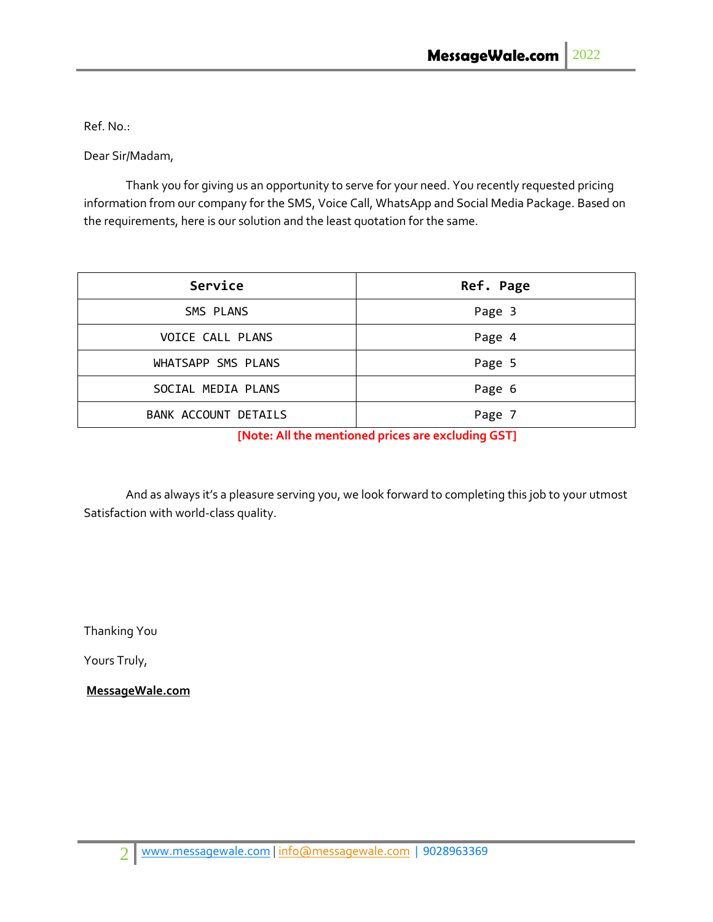Ref. No.:

Dear Sir/Madam,

Thank you for giving us an opportunity to serve for your need. You recently requested pricing information from our company for the SMS, Voice Call, WhatsApp and Social Media Package. Based on the requirements, here is our solution and the least quotation for the same.

| Service | Ref. Page |
|---|---|
| SMS PLANS | Page 3 |
| VOICE CALL PLANS | Page 4 |
| WHATSAPP SMS PLANS | Page 5 |
| SOCIAL MEDIA PLANS | Page 6 |
| BANK ACCOUNT DETAILS | Page 7 |

**[Note: All the mentioned prices are excluding GST]**

And as always it's a pleasure serving you, we look forward to completing this job to your utmost Satisfaction with world-class quality.

Thanking You

Yours Truly,

**MessageWale.com**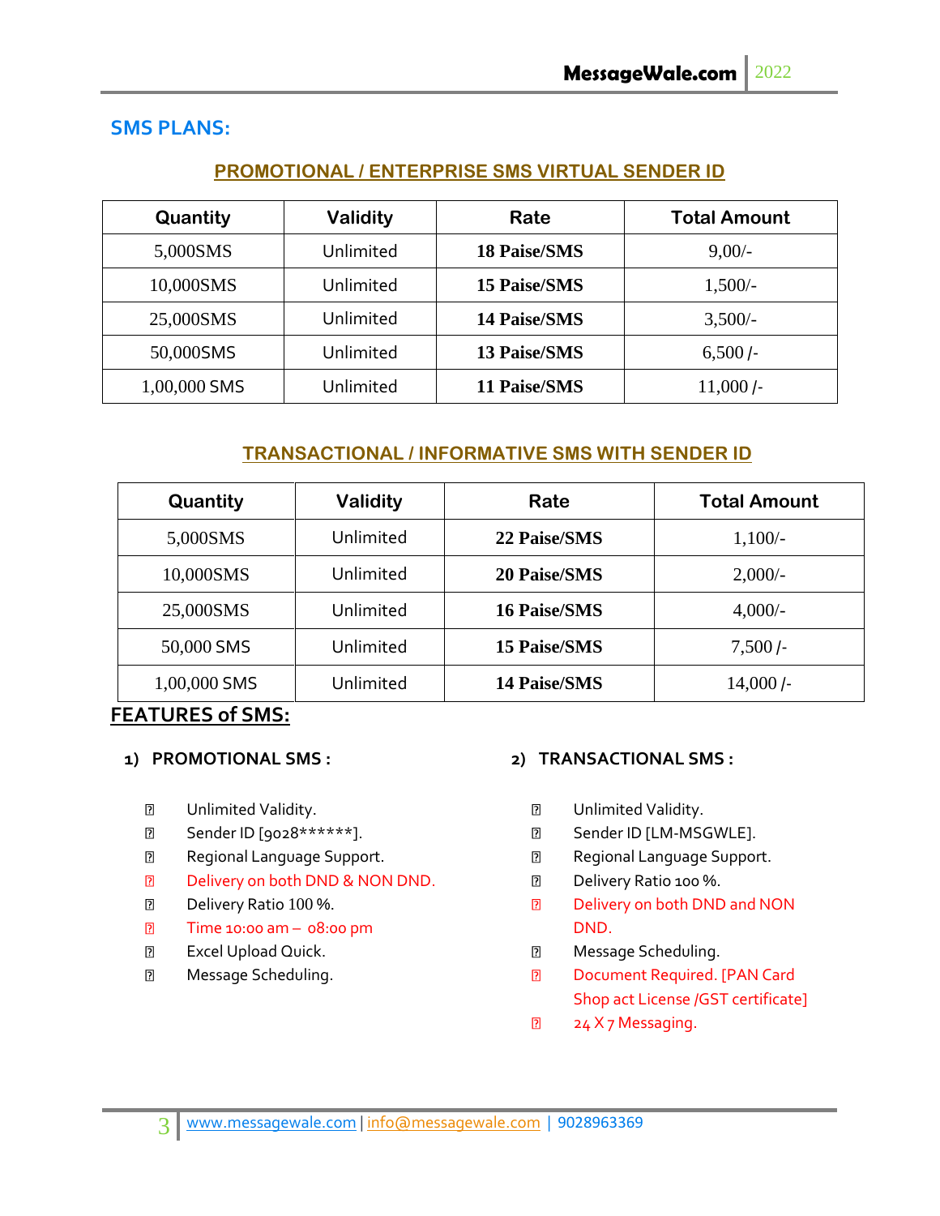## SMS PLANS:

### PROMOTIONAL / ENTERPRISE SMS VIRTUAL SENDER ID

| Quantity | Validity | Rate | Total Amount |
|---|---|---|---|
| 5,000SMS | Unlimited | **18 Paise/SMS** | 9,00/- |
| 10,000SMS | Unlimited | **15 Paise/SMS** | 1,500/- |
| 25,000SMS | Unlimited | **14 Paise/SMS** | 3,500/- |
| 50,000SMS | Unlimited | **13 Paise/SMS** | 6,500 /- |
| 1,00,000 SMS | Unlimited | **11 Paise/SMS** | 11,000 /- |

### TRANSACTIONAL / INFORMATIVE SMS WITH SENDER ID

| Quantity | Validity | Rate | Total Amount |
|---|---|---|---|
| 5,000SMS | Unlimited | **22 Paise/SMS** | 1,100/- |
| 10,000SMS | Unlimited | **20 Paise/SMS** | 2,000/- |
| 25,000SMS | Unlimited | **16 Paise/SMS** | 4,000/- |
| 50,000 SMS | Unlimited | **15 Paise/SMS** | 7,500 /- |
| 1,00,000 SMS | Unlimited | **14 Paise/SMS** | 14,000 /- |

## FEATURES of SMS:

**1) PROMOTIONAL SMS :**

- Unlimited Validity.
- Sender ID [9028******].
- Regional Language Support.
- Delivery on both DND & NON DND.
- Delivery Ratio 100 %.
- Time 10:00 am – 08:00 pm
- Excel Upload Quick.
- Message Scheduling.

**2) TRANSACTIONAL SMS :**

- Unlimited Validity.
- Sender ID [LM-MSGWLE].
- Regional Language Support.
- Delivery Ratio 100 %.
- Delivery on both DND and NON DND.
- Message Scheduling.
- Document Required. [PAN Card Shop act License /GST certificate]
- 24 X 7 Messaging.

www.messagewale.com | info@messagewale.com | 9028963369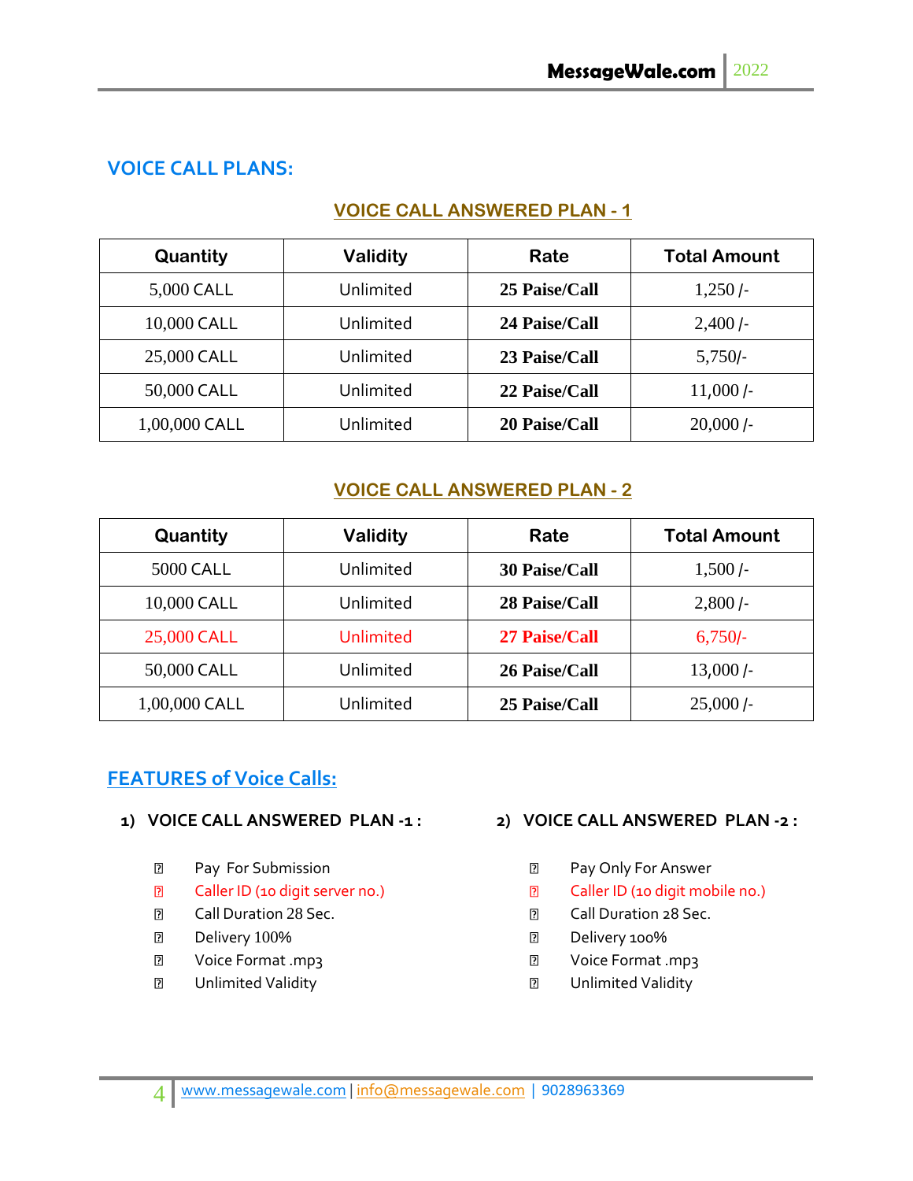## VOICE CALL PLANS:

### VOICE CALL ANSWERED PLAN - 1

| Quantity | Validity | Rate | Total Amount |
|---|---|---|---|
| 5,000 CALL | Unlimited | **25 Paise/Call** | 1,250 /- |
| 10,000 CALL | Unlimited | **24 Paise/Call** | 2,400 /- |
| 25,000 CALL | Unlimited | **23 Paise/Call** | 5,750/- |
| 50,000 CALL | Unlimited | **22 Paise/Call** | 11,000 /- |
| 1,00,000 CALL | Unlimited | **20 Paise/Call** | 20,000 /- |

### VOICE CALL ANSWERED PLAN - 2

| Quantity | Validity | Rate | Total Amount |
|---|---|---|---|
| 5000 CALL | Unlimited | **30 Paise/Call** | 1,500 /- |
| 10,000 CALL | Unlimited | **28 Paise/Call** | 2,800 /- |
| 25,000 CALL | Unlimited | **27 Paise/Call** | 6,750/- |
| 50,000 CALL | Unlimited | **26 Paise/Call** | 13,000 /- |
| 1,00,000 CALL | Unlimited | **25 Paise/Call** | 25,000 /- |

## FEATURES of Voice Calls:

**1) VOICE CALL ANSWERED PLAN -1 :**

- Pay For Submission
- Caller ID (10 digit server no.)
- Call Duration 28 Sec.
- Delivery 100%
- Voice Format .mp3
- Unlimited Validity

**2) VOICE CALL ANSWERED PLAN -2 :**

- Pay Only For Answer
- Caller ID (10 digit mobile no.)
- Call Duration 28 Sec.
- Delivery 100%
- Voice Format .mp3
- Unlimited Validity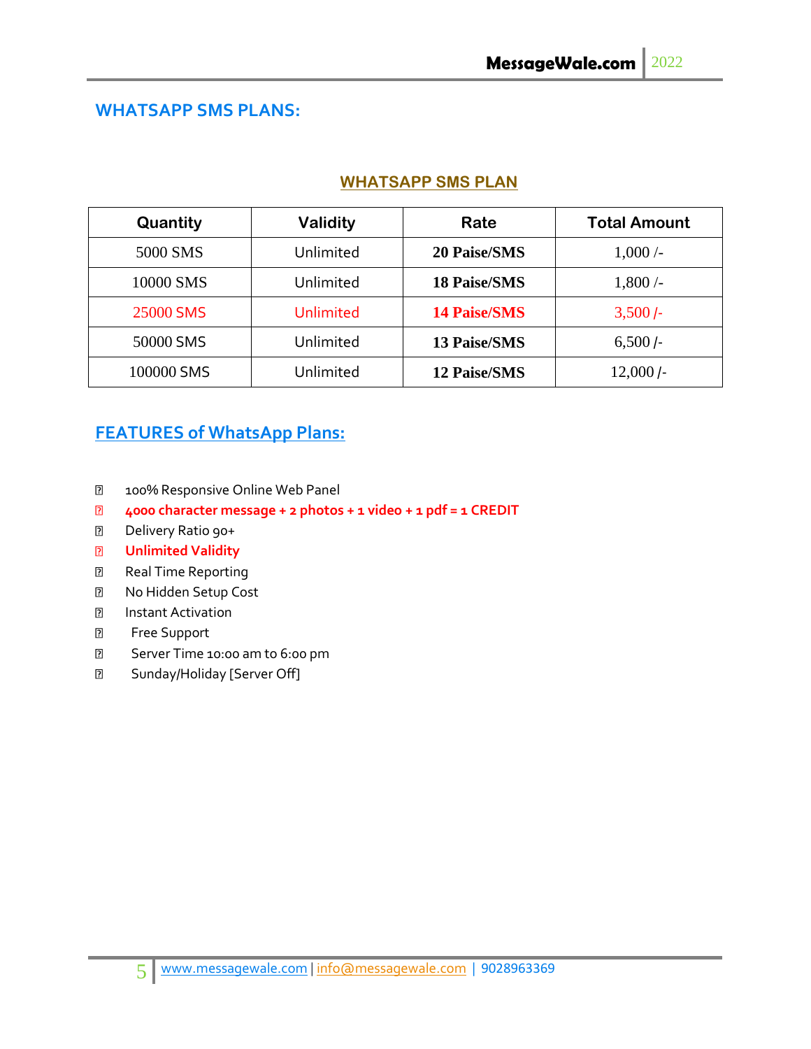## WHATSAPP SMS PLANS:

### WHATSAPP SMS PLAN

| Quantity | Validity | Rate | Total Amount |
|---|---|---|---|
| 5000 SMS | Unlimited | **20 Paise/SMS** | 1,000 /- |
| 10000 SMS | Unlimited | **18 Paise/SMS** | 1,800 /- |
| 25000 SMS | Unlimited | **14 Paise/SMS** | 3,500 /- |
| 50000 SMS | Unlimited | **13 Paise/SMS** | 6,500 /- |
| 100000 SMS | Unlimited | **12 Paise/SMS** | 12,000 /- |

## FEATURES of WhatsApp Plans:

- 100% Responsive Online Web Panel
- **4000 character message + 2 photos + 1 video + 1 pdf = 1 CREDIT**
- Delivery Ratio 90+
- **Unlimited Validity**
- Real Time Reporting
- No Hidden Setup Cost
- Instant Activation
- Free Support
- Server Time 10:00 am to 6:00 pm
- Sunday/Holiday [Server Off]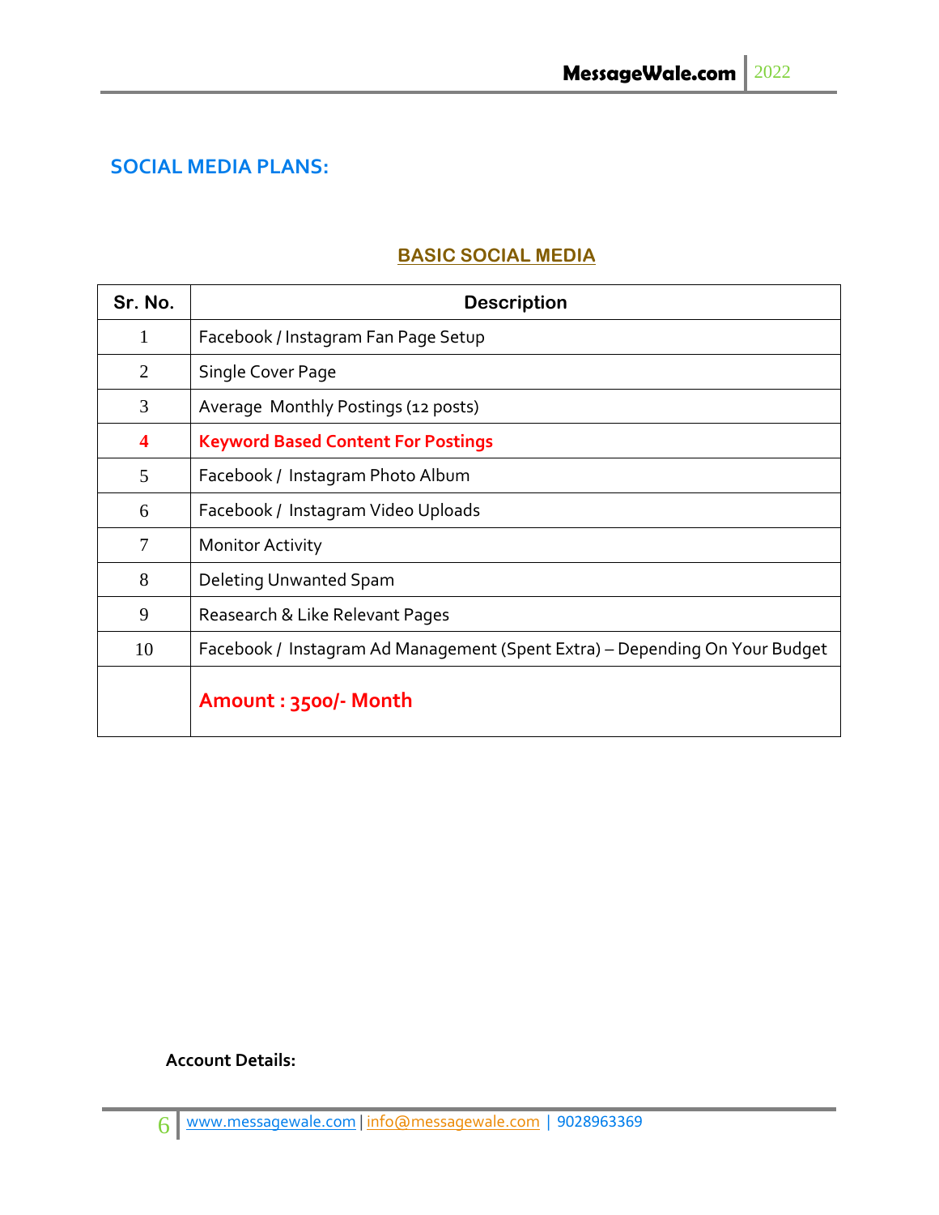## SOCIAL MEDIA PLANS:

### BASIC SOCIAL MEDIA

| Sr. No. | Description |
|---|---|
| 1 | Facebook / Instagram Fan Page Setup |
| 2 | Single Cover Page |
| 3 | Average Monthly Postings (12 posts) |
| **4** | **Keyword Based Content For Postings** |
| 5 | Facebook / Instagram Photo Album |
| 6 | Facebook / Instagram Video Uploads |
| 7 | Monitor Activity |
| 8 | Deleting Unwanted Spam |
| 9 | Reasearch & Like Relevant Pages |
| 10 | Facebook / Instagram Ad Management (Spent Extra) – Depending On Your Budget |
| | **Amount : 3500/- Month** |

**Account Details:**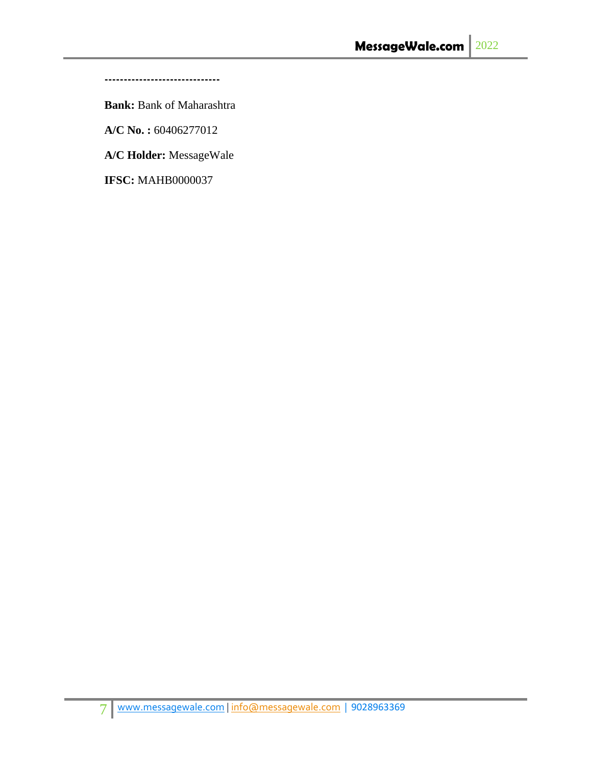-----------------------------

**Bank:** Bank of Maharashtra

**A/C No. :** 60406277012

**A/C Holder:** MessageWale

**IFSC:** MAHB0000037